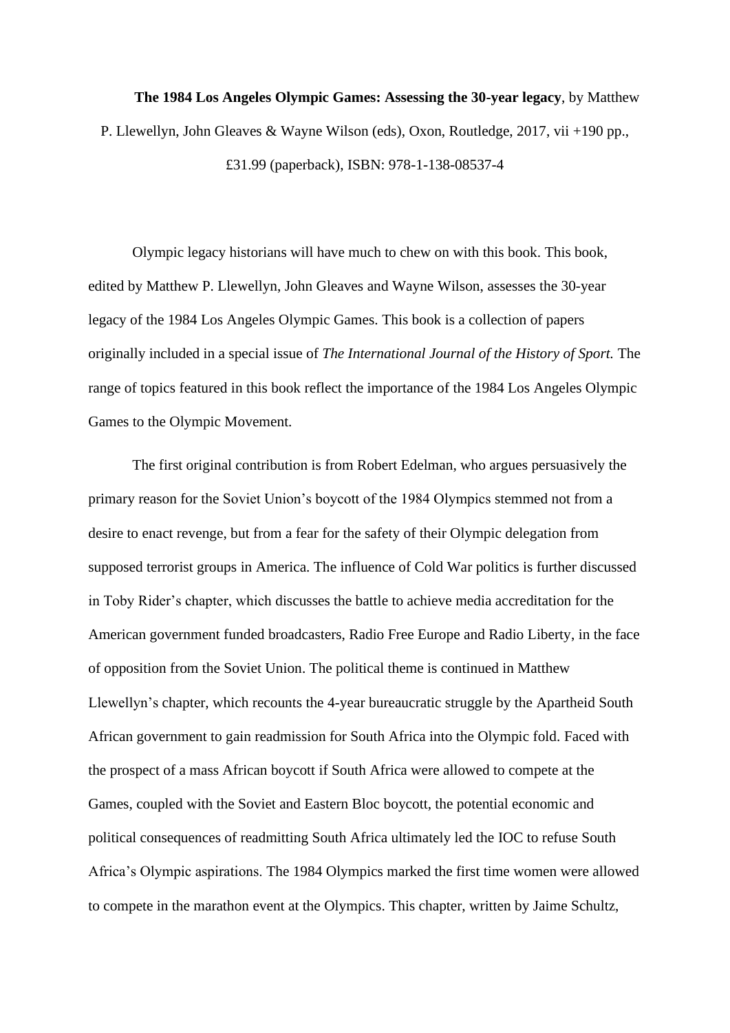**The 1984 Los Angeles Olympic Games: Assessing the 30-year legacy**, by Matthew P. Llewellyn, John Gleaves & Wayne Wilson (eds), Oxon, Routledge, 2017, vii +190 pp., £31.99 (paperback), ISBN: 978-1-138-08537-4

Olympic legacy historians will have much to chew on with this book. This book, edited by Matthew P. Llewellyn, John Gleaves and Wayne Wilson, assesses the 30-year legacy of the 1984 Los Angeles Olympic Games. This book is a collection of papers originally included in a special issue of *The International Journal of the History of Sport.* The range of topics featured in this book reflect the importance of the 1984 Los Angeles Olympic Games to the Olympic Movement.

The first original contribution is from Robert Edelman, who argues persuasively the primary reason for the Soviet Union's boycott of the 1984 Olympics stemmed not from a desire to enact revenge, but from a fear for the safety of their Olympic delegation from supposed terrorist groups in America. The influence of Cold War politics is further discussed in Toby Rider's chapter, which discusses the battle to achieve media accreditation for the American government funded broadcasters, Radio Free Europe and Radio Liberty, in the face of opposition from the Soviet Union. The political theme is continued in Matthew Llewellyn's chapter, which recounts the 4-year bureaucratic struggle by the Apartheid South African government to gain readmission for South Africa into the Olympic fold. Faced with the prospect of a mass African boycott if South Africa were allowed to compete at the Games, coupled with the Soviet and Eastern Bloc boycott, the potential economic and political consequences of readmitting South Africa ultimately led the IOC to refuse South Africa's Olympic aspirations. The 1984 Olympics marked the first time women were allowed to compete in the marathon event at the Olympics. This chapter, written by Jaime Schultz,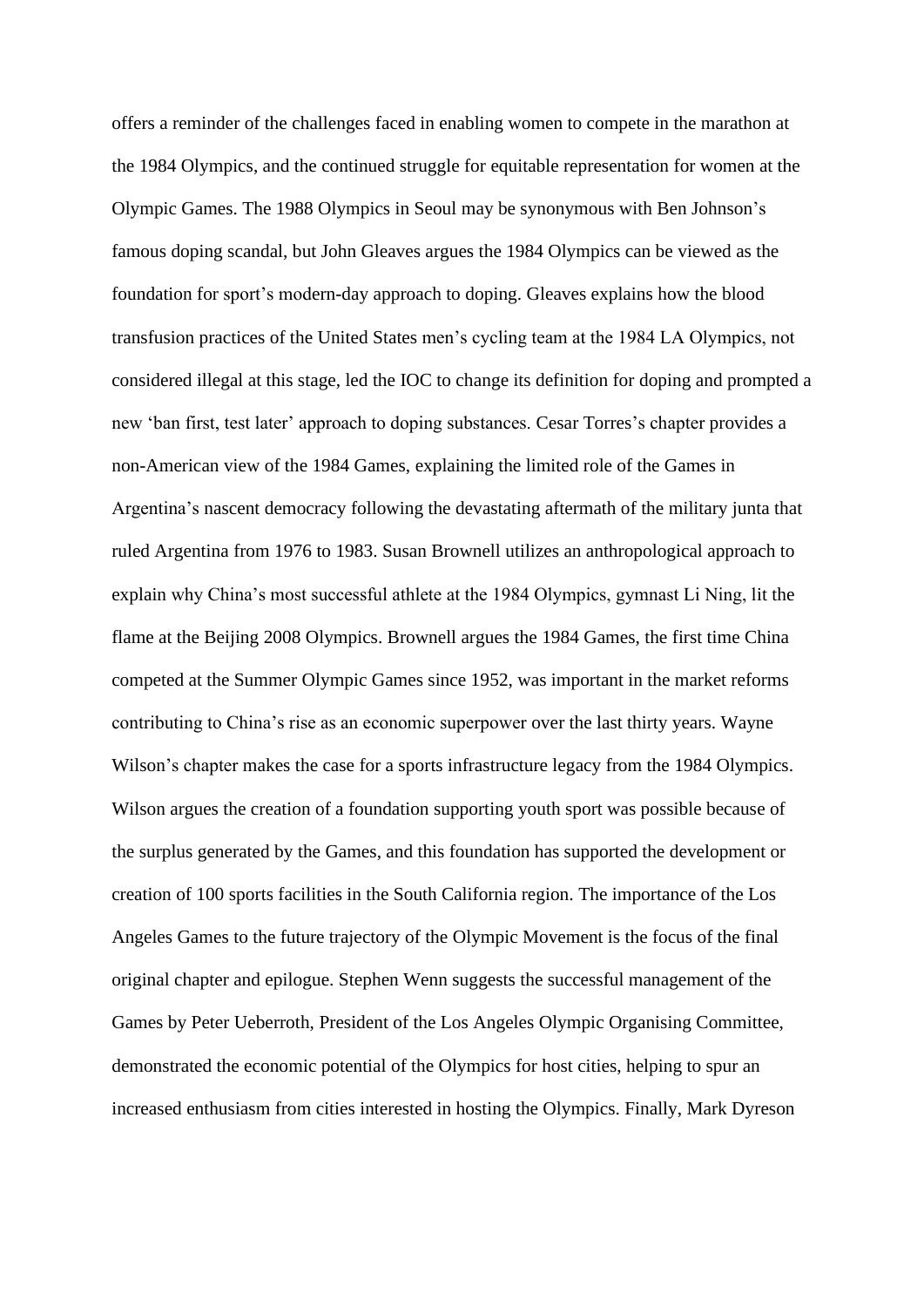offers a reminder of the challenges faced in enabling women to compete in the marathon at the 1984 Olympics, and the continued struggle for equitable representation for women at the Olympic Games. The 1988 Olympics in Seoul may be synonymous with Ben Johnson's famous doping scandal, but John Gleaves argues the 1984 Olympics can be viewed as the foundation for sport's modern-day approach to doping. Gleaves explains how the blood transfusion practices of the United States men's cycling team at the 1984 LA Olympics, not considered illegal at this stage, led the IOC to change its definition for doping and prompted a new 'ban first, test later' approach to doping substances. Cesar Torres's chapter provides a non-American view of the 1984 Games, explaining the limited role of the Games in Argentina's nascent democracy following the devastating aftermath of the military junta that ruled Argentina from 1976 to 1983. Susan Brownell utilizes an anthropological approach to explain why China's most successful athlete at the 1984 Olympics, gymnast Li Ning, lit the flame at the Beijing 2008 Olympics. Brownell argues the 1984 Games, the first time China competed at the Summer Olympic Games since 1952, was important in the market reforms contributing to China's rise as an economic superpower over the last thirty years. Wayne Wilson's chapter makes the case for a sports infrastructure legacy from the 1984 Olympics. Wilson argues the creation of a foundation supporting youth sport was possible because of the surplus generated by the Games, and this foundation has supported the development or creation of 100 sports facilities in the South California region. The importance of the Los Angeles Games to the future trajectory of the Olympic Movement is the focus of the final original chapter and epilogue. Stephen Wenn suggests the successful management of the Games by Peter Ueberroth, President of the Los Angeles Olympic Organising Committee, demonstrated the economic potential of the Olympics for host cities, helping to spur an increased enthusiasm from cities interested in hosting the Olympics. Finally, Mark Dyreson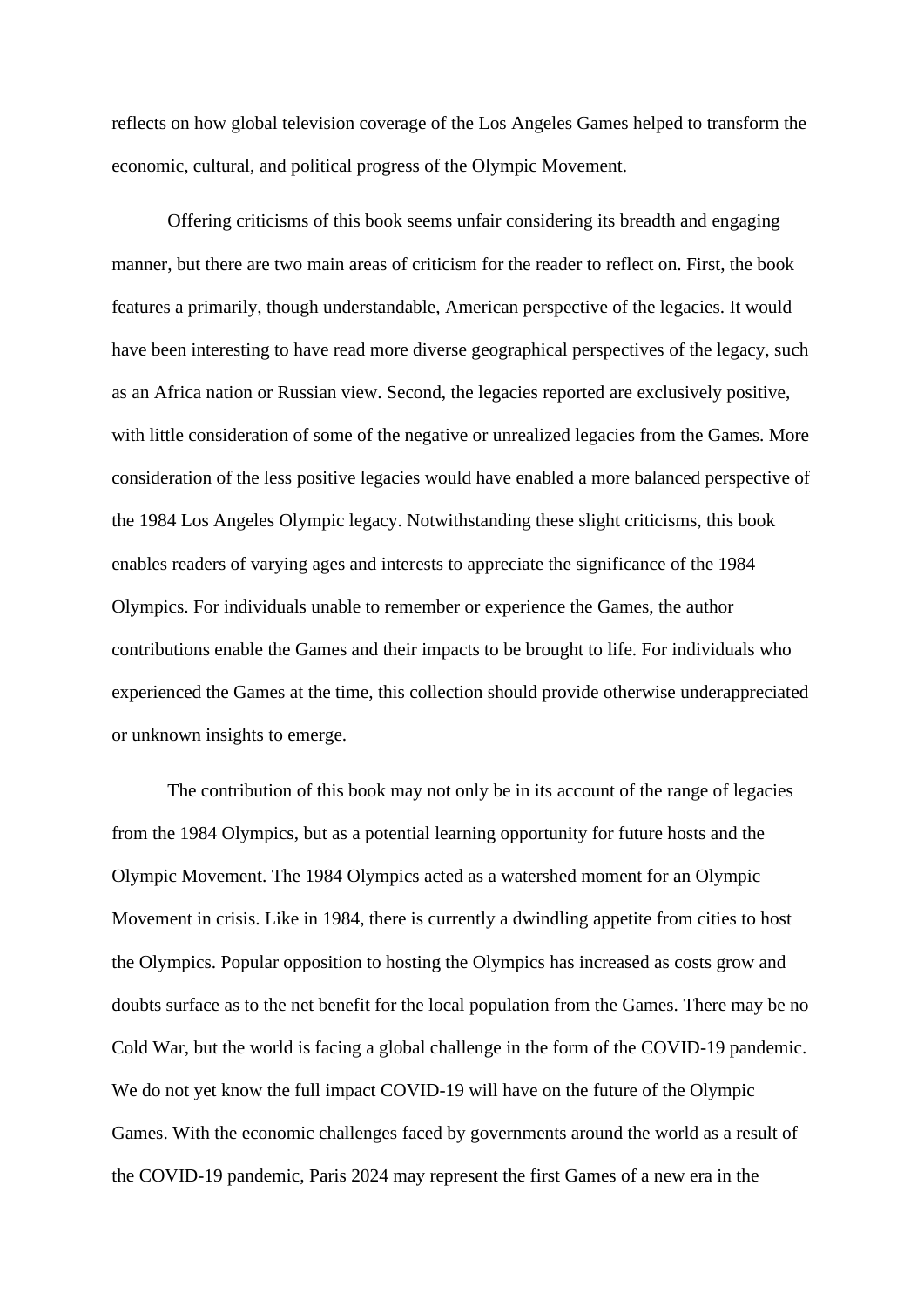reflects on how global television coverage of the Los Angeles Games helped to transform the economic, cultural, and political progress of the Olympic Movement.

Offering criticisms of this book seems unfair considering its breadth and engaging manner, but there are two main areas of criticism for the reader to reflect on. First, the book features a primarily, though understandable, American perspective of the legacies. It would have been interesting to have read more diverse geographical perspectives of the legacy, such as an Africa nation or Russian view. Second, the legacies reported are exclusively positive, with little consideration of some of the negative or unrealized legacies from the Games. More consideration of the less positive legacies would have enabled a more balanced perspective of the 1984 Los Angeles Olympic legacy. Notwithstanding these slight criticisms, this book enables readers of varying ages and interests to appreciate the significance of the 1984 Olympics. For individuals unable to remember or experience the Games, the author contributions enable the Games and their impacts to be brought to life. For individuals who experienced the Games at the time, this collection should provide otherwise underappreciated or unknown insights to emerge.

The contribution of this book may not only be in its account of the range of legacies from the 1984 Olympics, but as a potential learning opportunity for future hosts and the Olympic Movement. The 1984 Olympics acted as a watershed moment for an Olympic Movement in crisis. Like in 1984, there is currently a dwindling appetite from cities to host the Olympics. Popular opposition to hosting the Olympics has increased as costs grow and doubts surface as to the net benefit for the local population from the Games. There may be no Cold War, but the world is facing a global challenge in the form of the COVID-19 pandemic. We do not yet know the full impact COVID-19 will have on the future of the Olympic Games. With the economic challenges faced by governments around the world as a result of the COVID-19 pandemic, Paris 2024 may represent the first Games of a new era in the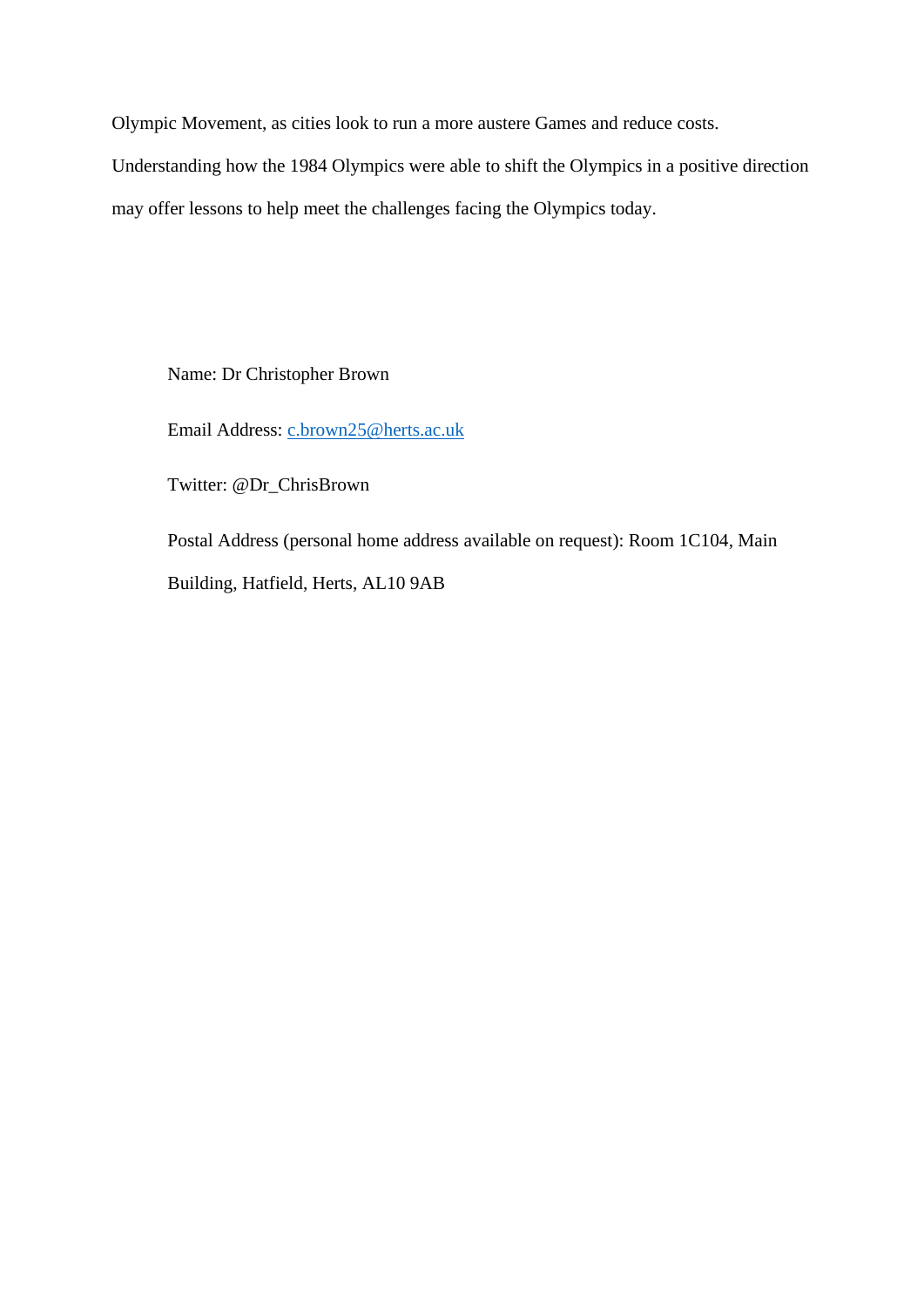Olympic Movement, as cities look to run a more austere Games and reduce costs. Understanding how the 1984 Olympics were able to shift the Olympics in a positive direction may offer lessons to help meet the challenges facing the Olympics today.

Name: Dr Christopher Brown

Email Address: c.brown25@herts.ac.uk

Twitter: @Dr_ChrisBrown

Postal Address (personal home address available on request): Room 1C104, Main Building, Hatfield, Herts, AL10 9AB